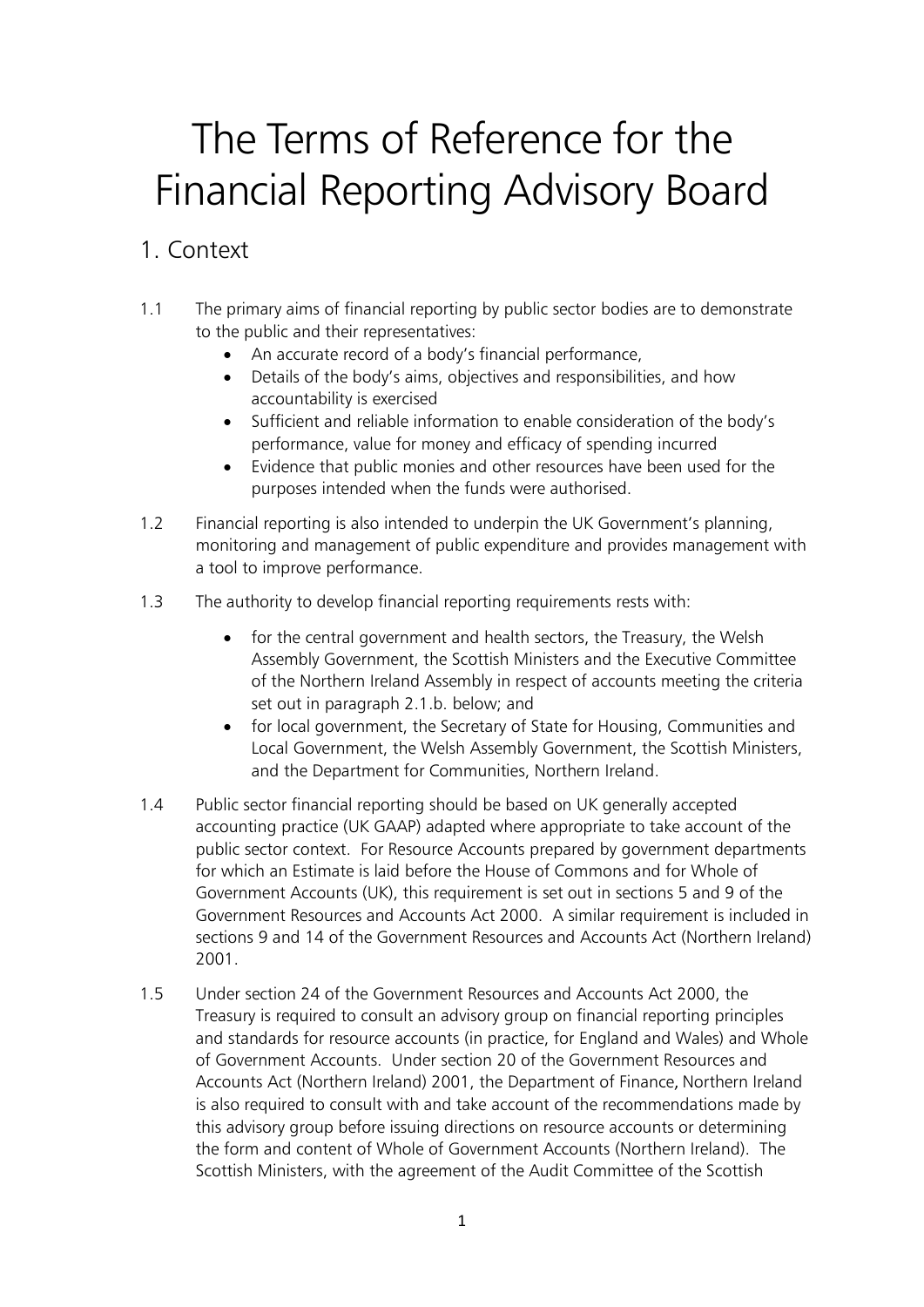# The Terms of Reference for the Financial Reporting Advisory Board

## 1. Context

1.1 The primary aims of financial reporting by public sector bodies are to demonstrate to the public and their representatives:

- An accurate record of a body's financial performance,
- Details of the body's aims, objectives and responsibilities, and how accountability is exercised
- Sufficient and reliable information to enable consideration of the body's performance, value for money and efficacy of spending incurred
- Evidence that public monies and other resources have been used for the purposes intended when the funds were authorised.

1.2 Financial reporting is also intended to underpin the UK Government's planning, monitoring and management of public expenditure and provides management with a tool to improve performance.

1.3 The authority to develop financial reporting requirements rests with:

- for the central government and health sectors, the Treasury, the Welsh Assembly Government, the Scottish Ministers and the Executive Committee of the Northern Ireland Assembly in respect of accounts meeting the criteria set out in paragraph 2.1.b. below; and
- for local government, the Secretary of State for Housing, Communities and Local Government, the Welsh Assembly Government, the Scottish Ministers, and the Department for Communities, Northern Ireland.

1.4 Public sector financial reporting should be based on UK generally accepted accounting practice (UK GAAP) adapted where appropriate to take account of the public sector context. For Resource Accounts prepared by government departments for which an Estimate is laid before the House of Commons and for Whole of Government Accounts (UK), this requirement is set out in sections 5 and 9 of the Government Resources and Accounts Act 2000. A similar requirement is included in sections 9 and 14 of the Government Resources and Accounts Act (Northern Ireland) 2001.

1.5 Under section 24 of the Government Resources and Accounts Act 2000, the Treasury is required to consult an advisory group on financial reporting principles and standards for resource accounts (in practice, for England and Wales) and Whole of Government Accounts. Under section 20 of the Government Resources and Accounts Act (Northern Ireland) 2001, the Department of Finance, Northern Ireland is also required to consult with and take account of the recommendations made by this advisory group before issuing directions on resource accounts or determining the form and content of Whole of Government Accounts (Northern Ireland). The Scottish Ministers, with the agreement of the Audit Committee of the Scottish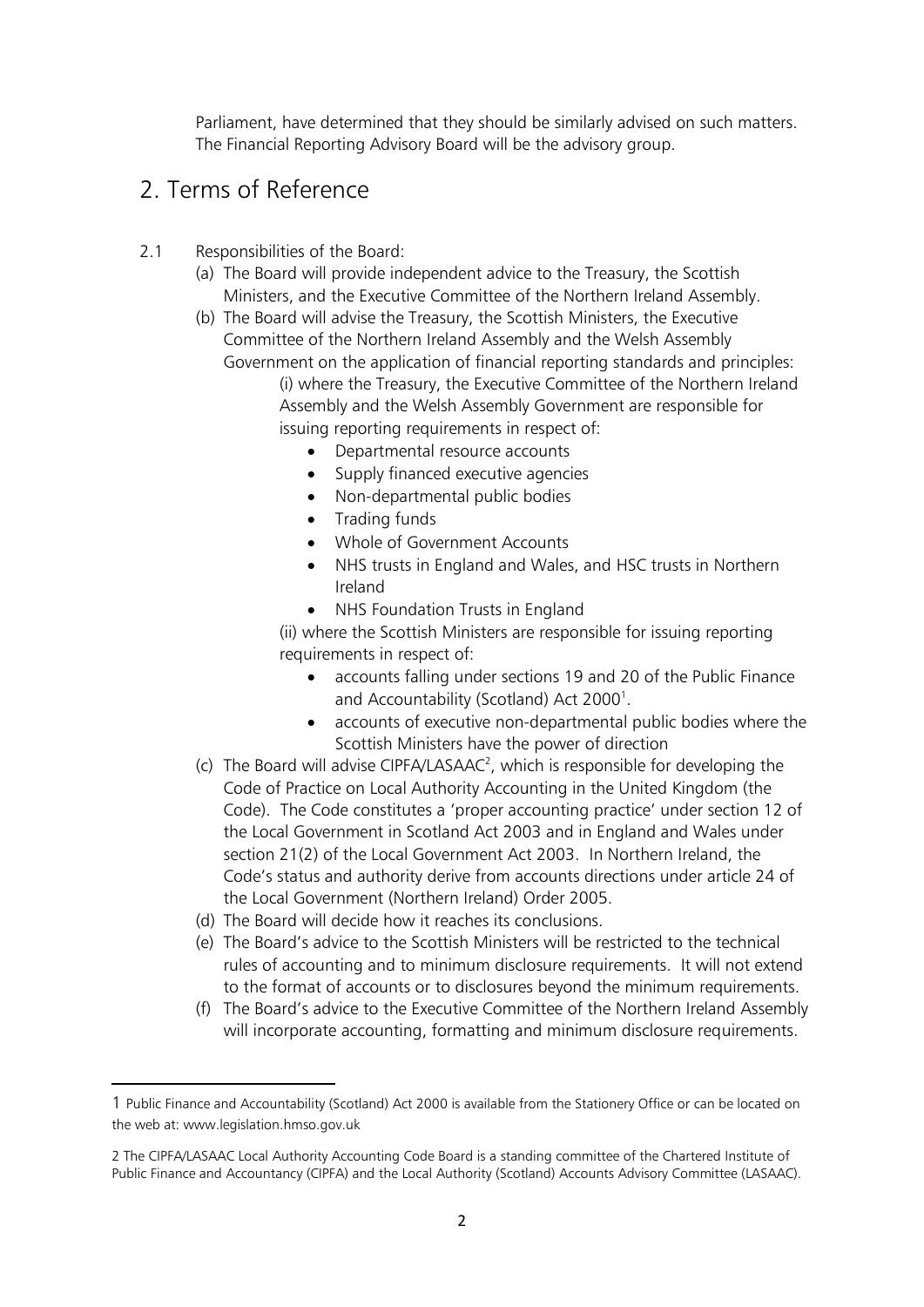Parliament, have determined that they should be similarly advised on such matters. The Financial Reporting Advisory Board will be the advisory group.

## 2. Terms of Reference

2.1 Responsibilities of the Board:

(a) The Board will provide independent advice to the Treasury, the Scottish Ministers, and the Executive Committee of the Northern Ireland Assembly.

(b) The Board will advise the Treasury, the Scottish Ministers, the Executive Committee of the Northern Ireland Assembly and the Welsh Assembly Government on the application of financial reporting standards and principles:

(i) where the Treasury, the Executive Committee of the Northern Ireland Assembly and the Welsh Assembly Government are responsible for issuing reporting requirements in respect of:

- Departmental resource accounts
- Supply financed executive agencies
- Non-departmental public bodies
- Trading funds
- Whole of Government Accounts
- NHS trusts in England and Wales, and HSC trusts in Northern Ireland
- NHS Foundation Trusts in England

(ii) where the Scottish Ministers are responsible for issuing reporting requirements in respect of:

- accounts falling under sections 19 and 20 of the Public Finance and Accountability (Scotland) Act 2000[1].
- accounts of executive non-departmental public bodies where the Scottish Ministers have the power of direction

(c) The Board will advise CIPFA/LASAAC[2], which is responsible for developing the Code of Practice on Local Authority Accounting in the United Kingdom (the Code). The Code constitutes a 'proper accounting practice' under section 12 of the Local Government in Scotland Act 2003 and in England and Wales under section 21(2) of the Local Government Act 2003. In Northern Ireland, the Code's status and authority derive from accounts directions under article 24 of the Local Government (Northern Ireland) Order 2005.

(d) The Board will decide how it reaches its conclusions.

(e) The Board's advice to the Scottish Ministers will be restricted to the technical rules of accounting and to minimum disclosure requirements. It will not extend to the format of accounts or to disclosures beyond the minimum requirements.

(f) The Board's advice to the Executive Committee of the Northern Ireland Assembly will incorporate accounting, formatting and minimum disclosure requirements.

---

1 Public Finance and Accountability (Scotland) Act 2000 is available from the Stationery Office or can be located on the web at: www.legislation.hmso.gov.uk

2 The CIPFA/LASAAC Local Authority Accounting Code Board is a standing committee of the Chartered Institute of Public Finance and Accountancy (CIPFA) and the Local Authority (Scotland) Accounts Advisory Committee (LASAAC).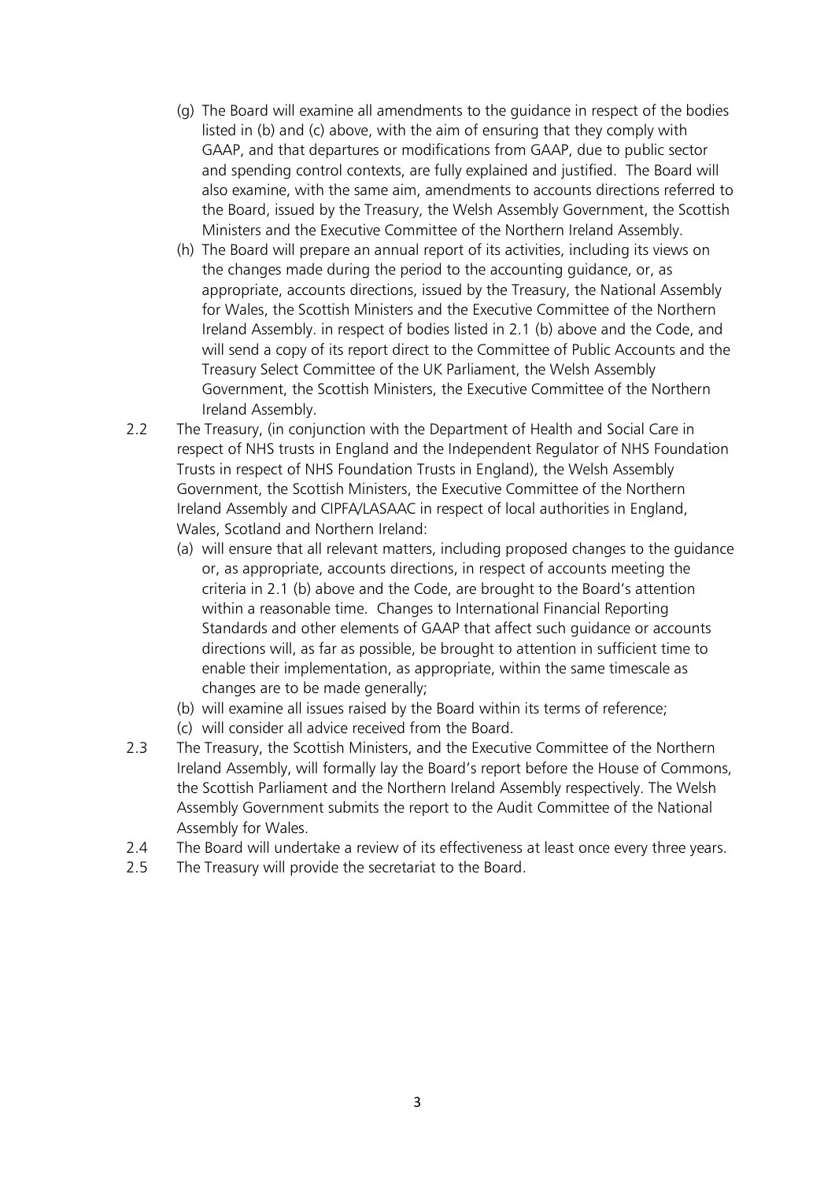(g) The Board will examine all amendments to the guidance in respect of the bodies listed in (b) and (c) above, with the aim of ensuring that they comply with GAAP, and that departures or modifications from GAAP, due to public sector and spending control contexts, are fully explained and justified. The Board will also examine, with the same aim, amendments to accounts directions referred to the Board, issued by the Treasury, the Welsh Assembly Government, the Scottish Ministers and the Executive Committee of the Northern Ireland Assembly.

(h) The Board will prepare an annual report of its activities, including its views on the changes made during the period to the accounting guidance, or, as appropriate, accounts directions, issued by the Treasury, the National Assembly for Wales, the Scottish Ministers and the Executive Committee of the Northern Ireland Assembly. in respect of bodies listed in 2.1 (b) above and the Code, and will send a copy of its report direct to the Committee of Public Accounts and the Treasury Select Committee of the UK Parliament, the Welsh Assembly Government, the Scottish Ministers, the Executive Committee of the Northern Ireland Assembly.

2.2 The Treasury, (in conjunction with the Department of Health and Social Care in respect of NHS trusts in England and the Independent Regulator of NHS Foundation Trusts in respect of NHS Foundation Trusts in England), the Welsh Assembly Government, the Scottish Ministers, the Executive Committee of the Northern Ireland Assembly and CIPFA/LASAAC in respect of local authorities in England, Wales, Scotland and Northern Ireland:

(a) will ensure that all relevant matters, including proposed changes to the guidance or, as appropriate, accounts directions, in respect of accounts meeting the criteria in 2.1 (b) above and the Code, are brought to the Board's attention within a reasonable time. Changes to International Financial Reporting Standards and other elements of GAAP that affect such guidance or accounts directions will, as far as possible, be brought to attention in sufficient time to enable their implementation, as appropriate, within the same timescale as changes are to be made generally;

(b) will examine all issues raised by the Board within its terms of reference;

(c) will consider all advice received from the Board.

2.3 The Treasury, the Scottish Ministers, and the Executive Committee of the Northern Ireland Assembly, will formally lay the Board's report before the House of Commons, the Scottish Parliament and the Northern Ireland Assembly respectively. The Welsh Assembly Government submits the report to the Audit Committee of the National Assembly for Wales.

2.4 The Board will undertake a review of its effectiveness at least once every three years.

2.5 The Treasury will provide the secretariat to the Board.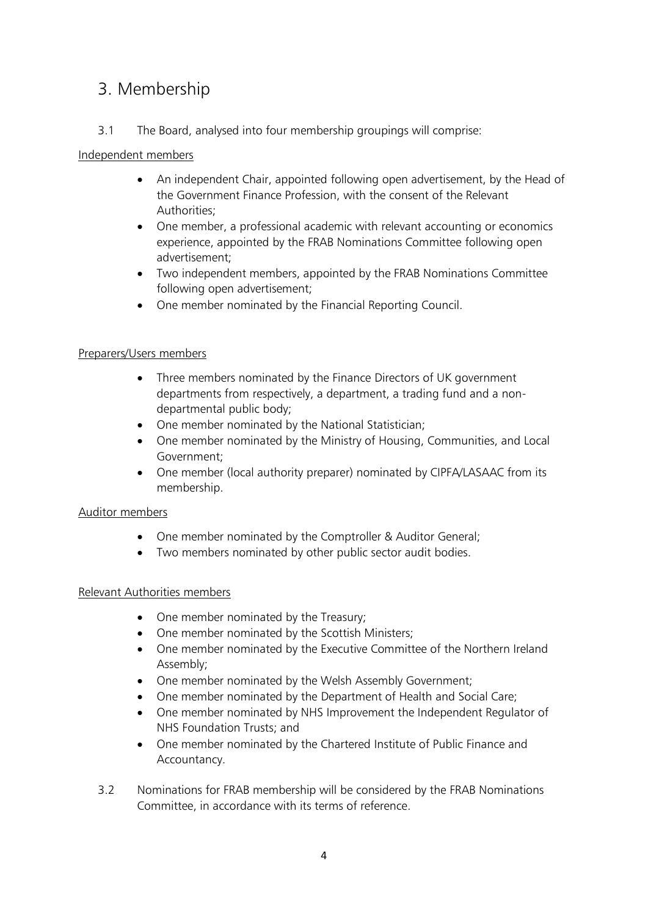## 3. Membership

3.1 The Board, analysed into four membership groupings will comprise:

Independent members

- An independent Chair, appointed following open advertisement, by the Head of the Government Finance Profession, with the consent of the Relevant Authorities;
- One member, a professional academic with relevant accounting or economics experience, appointed by the FRAB Nominations Committee following open advertisement;
- Two independent members, appointed by the FRAB Nominations Committee following open advertisement;
- One member nominated by the Financial Reporting Council.

Preparers/Users members

- Three members nominated by the Finance Directors of UK government departments from respectively, a department, a trading fund and a non-departmental public body;
- One member nominated by the National Statistician;
- One member nominated by the Ministry of Housing, Communities, and Local Government;
- One member (local authority preparer) nominated by CIPFA/LASAAC from its membership.

Auditor members

- One member nominated by the Comptroller & Auditor General;
- Two members nominated by other public sector audit bodies.

Relevant Authorities members

- One member nominated by the Treasury;
- One member nominated by the Scottish Ministers;
- One member nominated by the Executive Committee of the Northern Ireland Assembly;
- One member nominated by the Welsh Assembly Government;
- One member nominated by the Department of Health and Social Care;
- One member nominated by NHS Improvement the Independent Regulator of NHS Foundation Trusts; and
- One member nominated by the Chartered Institute of Public Finance and Accountancy.

3.2 Nominations for FRAB membership will be considered by the FRAB Nominations Committee, in accordance with its terms of reference.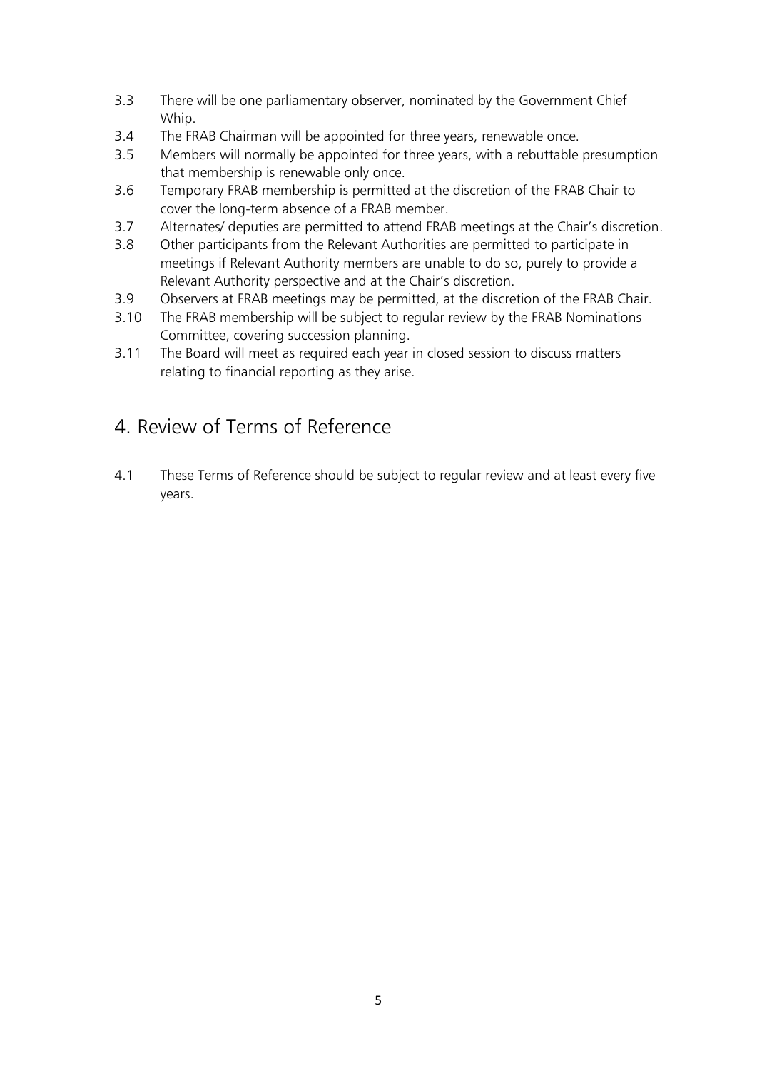3.3 There will be one parliamentary observer, nominated by the Government Chief Whip.

3.4 The FRAB Chairman will be appointed for three years, renewable once.

3.5 Members will normally be appointed for three years, with a rebuttable presumption that membership is renewable only once.

3.6 Temporary FRAB membership is permitted at the discretion of the FRAB Chair to cover the long-term absence of a FRAB member.

3.7 Alternates/ deputies are permitted to attend FRAB meetings at the Chair's discretion.

3.8 Other participants from the Relevant Authorities are permitted to participate in meetings if Relevant Authority members are unable to do so, purely to provide a Relevant Authority perspective and at the Chair's discretion.

3.9 Observers at FRAB meetings may be permitted, at the discretion of the FRAB Chair.

3.10 The FRAB membership will be subject to regular review by the FRAB Nominations Committee, covering succession planning.

3.11 The Board will meet as required each year in closed session to discuss matters relating to financial reporting as they arise.

## 4. Review of Terms of Reference

4.1 These Terms of Reference should be subject to regular review and at least every five years.